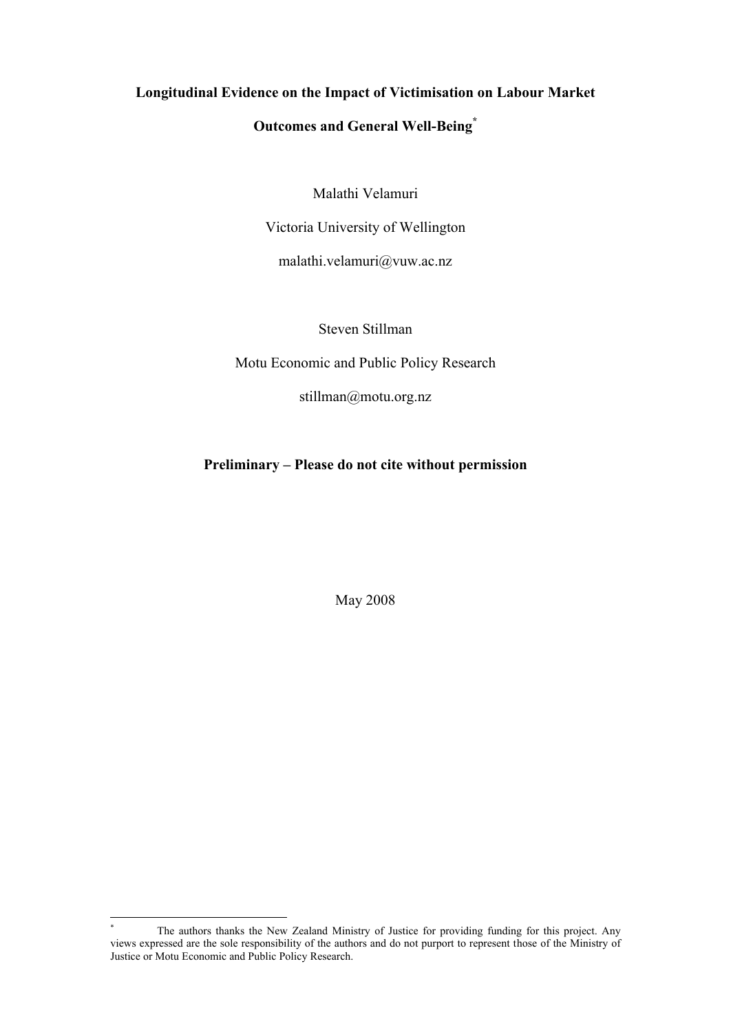# Longitudinal Evidence on the Impact of Victimisation on Labour Market Outcomes and General Well-Being[*]

Malathi Velamuri

Victoria University of Wellington

malathi.velamuri@vuw.ac.nz

Steven Stillman

Motu Economic and Public Policy Research

stillman@motu.org.nz

**Preliminary – Please do not cite without permission**

May 2008

---

[*] The authors thanks the New Zealand Ministry of Justice for providing funding for this project. Any views expressed are the sole responsibility of the authors and do not purport to represent those of the Ministry of Justice or Motu Economic and Public Policy Research.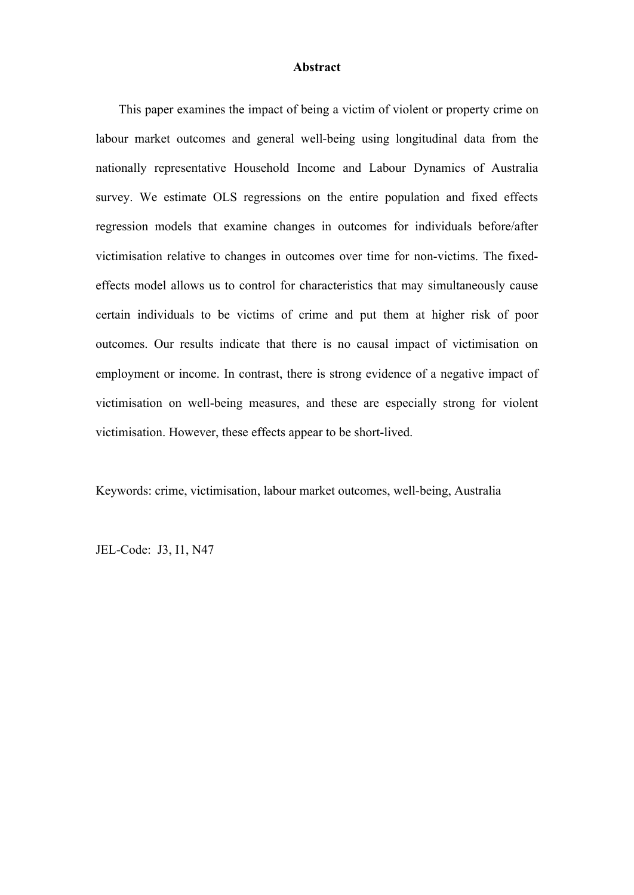## Abstract

This paper examines the impact of being a victim of violent or property crime on labour market outcomes and general well-being using longitudinal data from the nationally representative Household Income and Labour Dynamics of Australia survey. We estimate OLS regressions on the entire population and fixed effects regression models that examine changes in outcomes for individuals before/after victimisation relative to changes in outcomes over time for non-victims. The fixed-effects model allows us to control for characteristics that may simultaneously cause certain individuals to be victims of crime and put them at higher risk of poor outcomes. Our results indicate that there is no causal impact of victimisation on employment or income. In contrast, there is strong evidence of a negative impact of victimisation on well-being measures, and these are especially strong for violent victimisation. However, these effects appear to be short-lived.

Keywords: crime, victimisation, labour market outcomes, well-being, Australia

JEL-Code: J3, I1, N47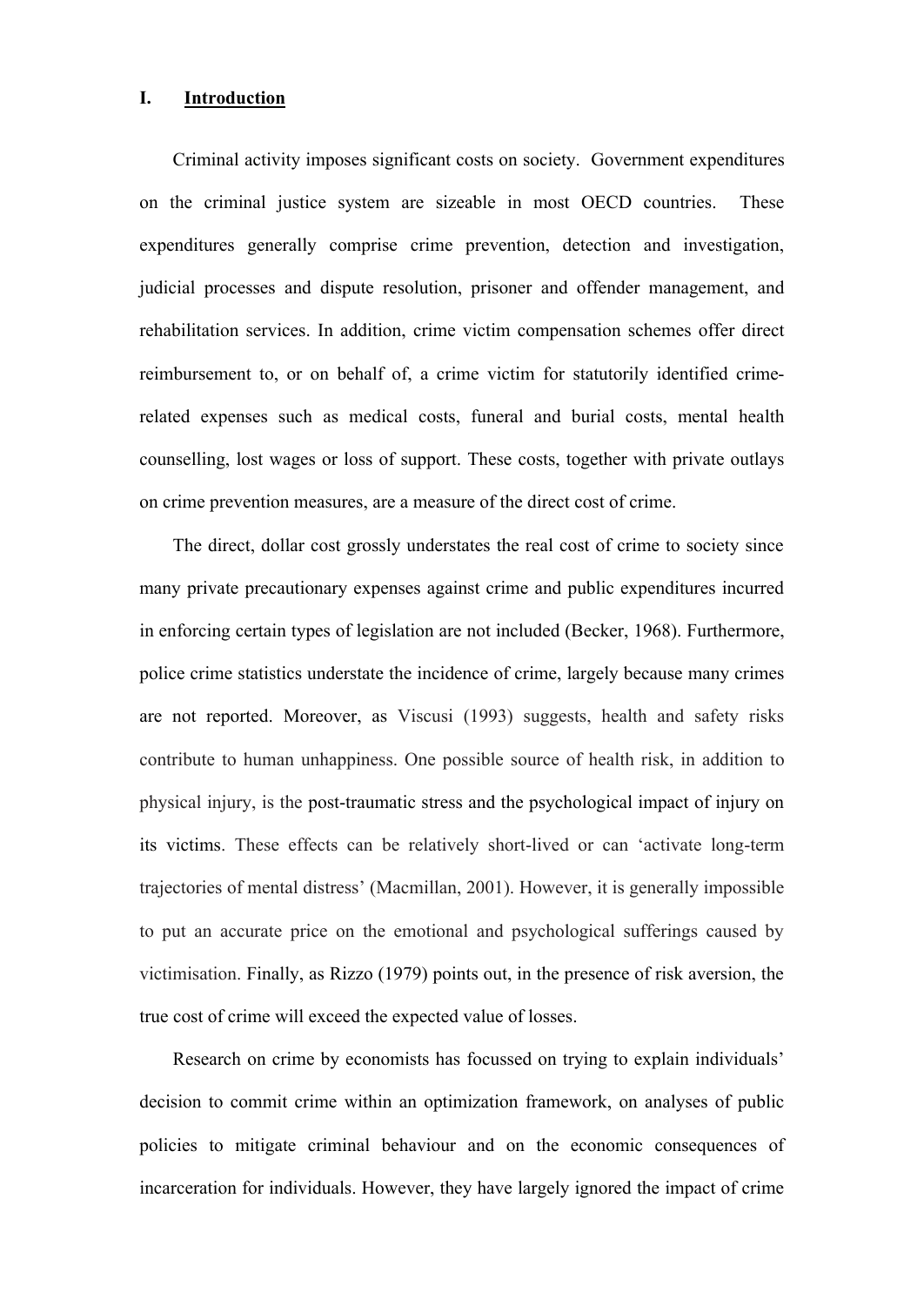## I. Introduction

Criminal activity imposes significant costs on society. Government expenditures on the criminal justice system are sizeable in most OECD countries. These expenditures generally comprise crime prevention, detection and investigation, judicial processes and dispute resolution, prisoner and offender management, and rehabilitation services. In addition, crime victim compensation schemes offer direct reimbursement to, or on behalf of, a crime victim for statutorily identified crime-related expenses such as medical costs, funeral and burial costs, mental health counselling, lost wages or loss of support. These costs, together with private outlays on crime prevention measures, are a measure of the direct cost of crime.

The direct, dollar cost grossly understates the real cost of crime to society since many private precautionary expenses against crime and public expenditures incurred in enforcing certain types of legislation are not included (Becker, 1968). Furthermore, police crime statistics understate the incidence of crime, largely because many crimes are not reported. Moreover, as Viscusi (1993) suggests, health and safety risks contribute to human unhappiness. One possible source of health risk, in addition to physical injury, is the post-traumatic stress and the psychological impact of injury on its victims. These effects can be relatively short-lived or can 'activate long-term trajectories of mental distress' (Macmillan, 2001). However, it is generally impossible to put an accurate price on the emotional and psychological sufferings caused by victimisation. Finally, as Rizzo (1979) points out, in the presence of risk aversion, the true cost of crime will exceed the expected value of losses.

Research on crime by economists has focussed on trying to explain individuals' decision to commit crime within an optimization framework, on analyses of public policies to mitigate criminal behaviour and on the economic consequences of incarceration for individuals. However, they have largely ignored the impact of crime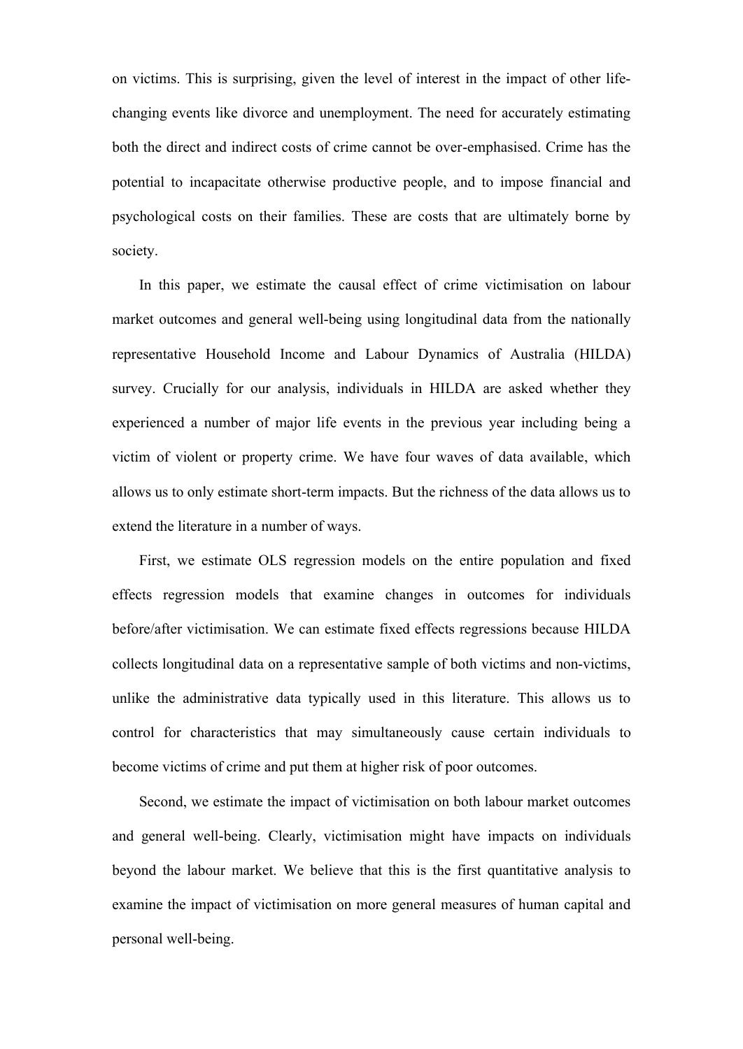on victims. This is surprising, given the level of interest in the impact of other life-changing events like divorce and unemployment. The need for accurately estimating both the direct and indirect costs of crime cannot be over-emphasised. Crime has the potential to incapacitate otherwise productive people, and to impose financial and psychological costs on their families. These are costs that are ultimately borne by society.

In this paper, we estimate the causal effect of crime victimisation on labour market outcomes and general well-being using longitudinal data from the nationally representative Household Income and Labour Dynamics of Australia (HILDA) survey. Crucially for our analysis, individuals in HILDA are asked whether they experienced a number of major life events in the previous year including being a victim of violent or property crime. We have four waves of data available, which allows us to only estimate short-term impacts. But the richness of the data allows us to extend the literature in a number of ways.

First, we estimate OLS regression models on the entire population and fixed effects regression models that examine changes in outcomes for individuals before/after victimisation. We can estimate fixed effects regressions because HILDA collects longitudinal data on a representative sample of both victims and non-victims, unlike the administrative data typically used in this literature. This allows us to control for characteristics that may simultaneously cause certain individuals to become victims of crime and put them at higher risk of poor outcomes.

Second, we estimate the impact of victimisation on both labour market outcomes and general well-being. Clearly, victimisation might have impacts on individuals beyond the labour market. We believe that this is the first quantitative analysis to examine the impact of victimisation on more general measures of human capital and personal well-being.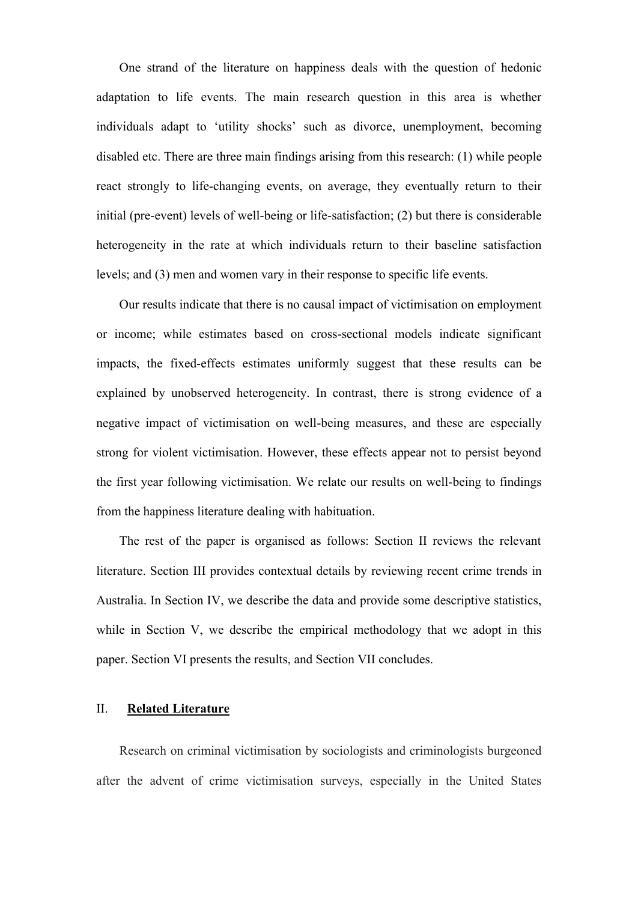One strand of the literature on happiness deals with the question of hedonic adaptation to life events. The main research question in this area is whether individuals adapt to 'utility shocks' such as divorce, unemployment, becoming disabled etc. There are three main findings arising from this research: (1) while people react strongly to life-changing events, on average, they eventually return to their initial (pre-event) levels of well-being or life-satisfaction; (2) but there is considerable heterogeneity in the rate at which individuals return to their baseline satisfaction levels; and (3) men and women vary in their response to specific life events.

Our results indicate that there is no causal impact of victimisation on employment or income; while estimates based on cross-sectional models indicate significant impacts, the fixed-effects estimates uniformly suggest that these results can be explained by unobserved heterogeneity. In contrast, there is strong evidence of a negative impact of victimisation on well-being measures, and these are especially strong for violent victimisation. However, these effects appear not to persist beyond the first year following victimisation. We relate our results on well-being to findings from the happiness literature dealing with habituation.

The rest of the paper is organised as follows: Section II reviews the relevant literature. Section III provides contextual details by reviewing recent crime trends in Australia. In Section IV, we describe the data and provide some descriptive statistics, while in Section V, we describe the empirical methodology that we adopt in this paper. Section VI presents the results, and Section VII concludes.

## II. **Related Literature**

Research on criminal victimisation by sociologists and criminologists burgeoned after the advent of crime victimisation surveys, especially in the United States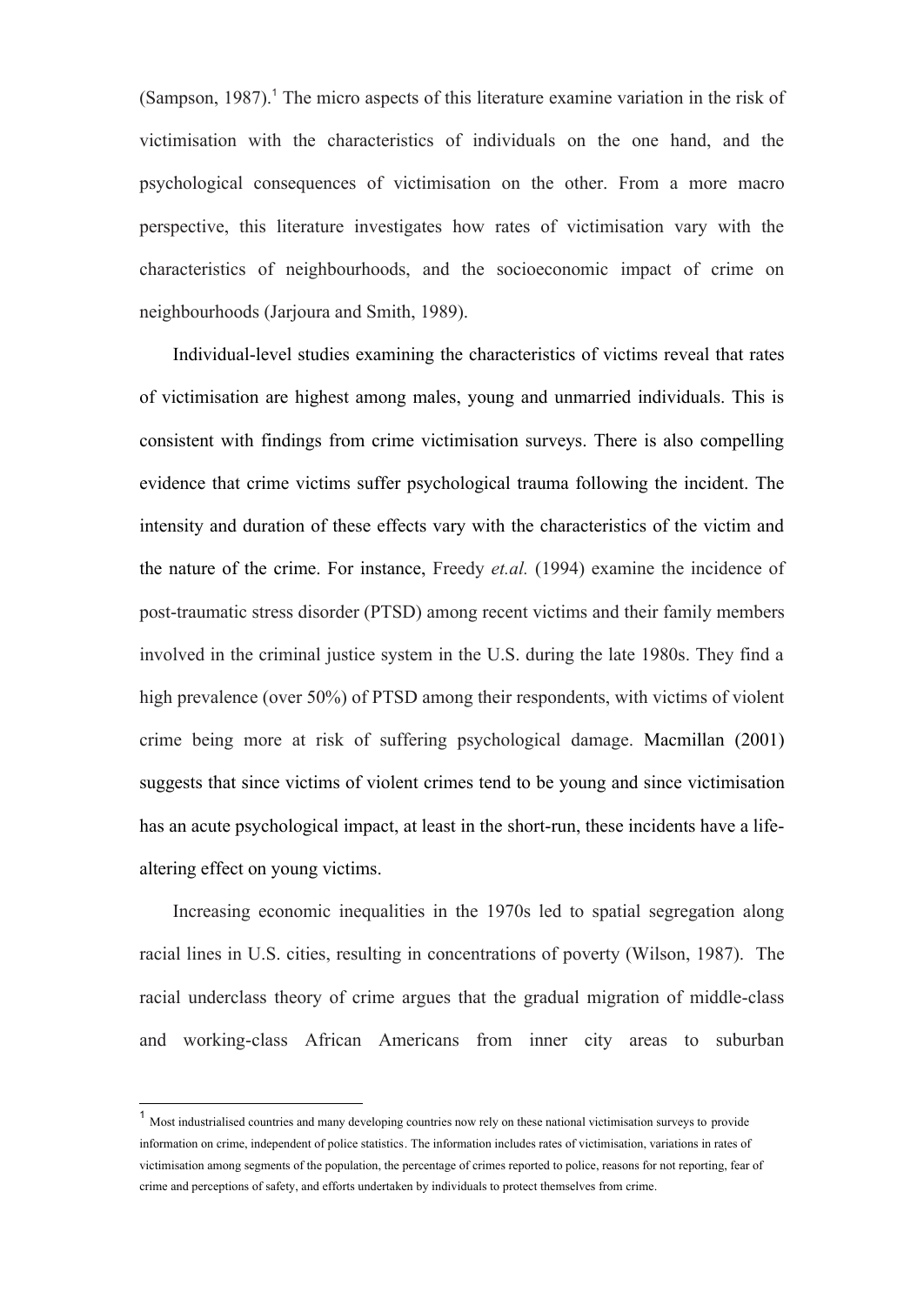(Sampson, 1987).[1] The micro aspects of this literature examine variation in the risk of victimisation with the characteristics of individuals on the one hand, and the psychological consequences of victimisation on the other. From a more macro perspective, this literature investigates how rates of victimisation vary with the characteristics of neighbourhoods, and the socioeconomic impact of crime on neighbourhoods (Jarjoura and Smith, 1989).

Individual-level studies examining the characteristics of victims reveal that rates of victimisation are highest among males, young and unmarried individuals. This is consistent with findings from crime victimisation surveys. There is also compelling evidence that crime victims suffer psychological trauma following the incident. The intensity and duration of these effects vary with the characteristics of the victim and the nature of the crime. For instance, Freedy *et.al.* (1994) examine the incidence of post-traumatic stress disorder (PTSD) among recent victims and their family members involved in the criminal justice system in the U.S. during the late 1980s. They find a high prevalence (over 50%) of PTSD among their respondents, with victims of violent crime being more at risk of suffering psychological damage. Macmillan (2001) suggests that since victims of violent crimes tend to be young and since victimisation has an acute psychological impact, at least in the short-run, these incidents have a life-altering effect on young victims.

Increasing economic inequalities in the 1970s led to spatial segregation along racial lines in U.S. cities, resulting in concentrations of poverty (Wilson, 1987). The racial underclass theory of crime argues that the gradual migration of middle-class and working-class African Americans from inner city areas to suburban

---

[1] Most industrialised countries and many developing countries now rely on these national victimisation surveys to provide information on crime, independent of police statistics. The information includes rates of victimisation, variations in rates of victimisation among segments of the population, the percentage of crimes reported to police, reasons for not reporting, fear of crime and perceptions of safety, and efforts undertaken by individuals to protect themselves from crime.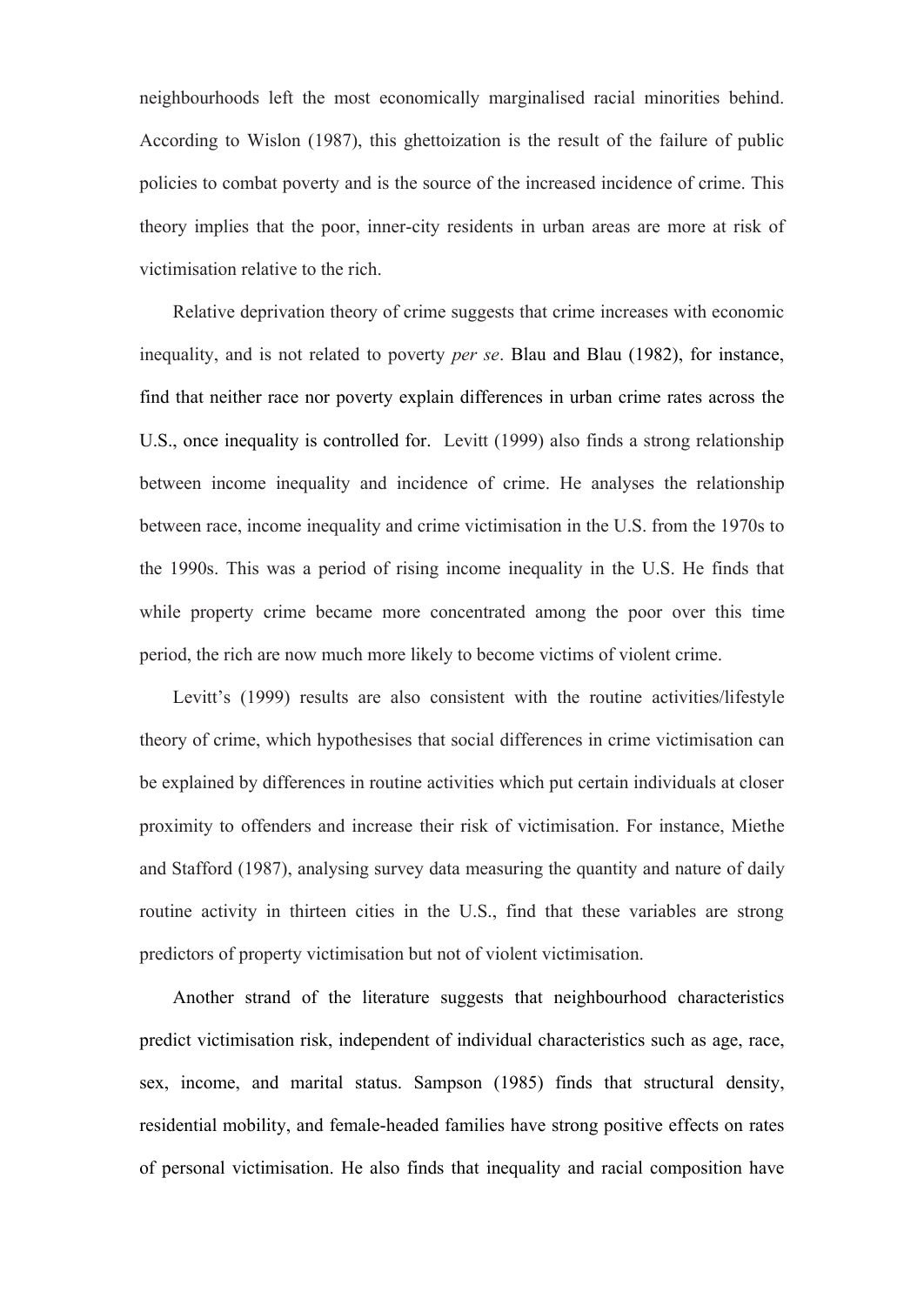neighbourhoods left the most economically marginalised racial minorities behind. According to Wislon (1987), this ghettoization is the result of the failure of public policies to combat poverty and is the source of the increased incidence of crime. This theory implies that the poor, inner-city residents in urban areas are more at risk of victimisation relative to the rich.

Relative deprivation theory of crime suggests that crime increases with economic inequality, and is not related to poverty *per se*. Blau and Blau (1982), for instance, find that neither race nor poverty explain differences in urban crime rates across the U.S., once inequality is controlled for. Levitt (1999) also finds a strong relationship between income inequality and incidence of crime. He analyses the relationship between race, income inequality and crime victimisation in the U.S. from the 1970s to the 1990s. This was a period of rising income inequality in the U.S. He finds that while property crime became more concentrated among the poor over this time period, the rich are now much more likely to become victims of violent crime.

Levitt's (1999) results are also consistent with the routine activities/lifestyle theory of crime, which hypothesises that social differences in crime victimisation can be explained by differences in routine activities which put certain individuals at closer proximity to offenders and increase their risk of victimisation. For instance, Miethe and Stafford (1987), analysing survey data measuring the quantity and nature of daily routine activity in thirteen cities in the U.S., find that these variables are strong predictors of property victimisation but not of violent victimisation.

Another strand of the literature suggests that neighbourhood characteristics predict victimisation risk, independent of individual characteristics such as age, race, sex, income, and marital status. Sampson (1985) finds that structural density, residential mobility, and female-headed families have strong positive effects on rates of personal victimisation. He also finds that inequality and racial composition have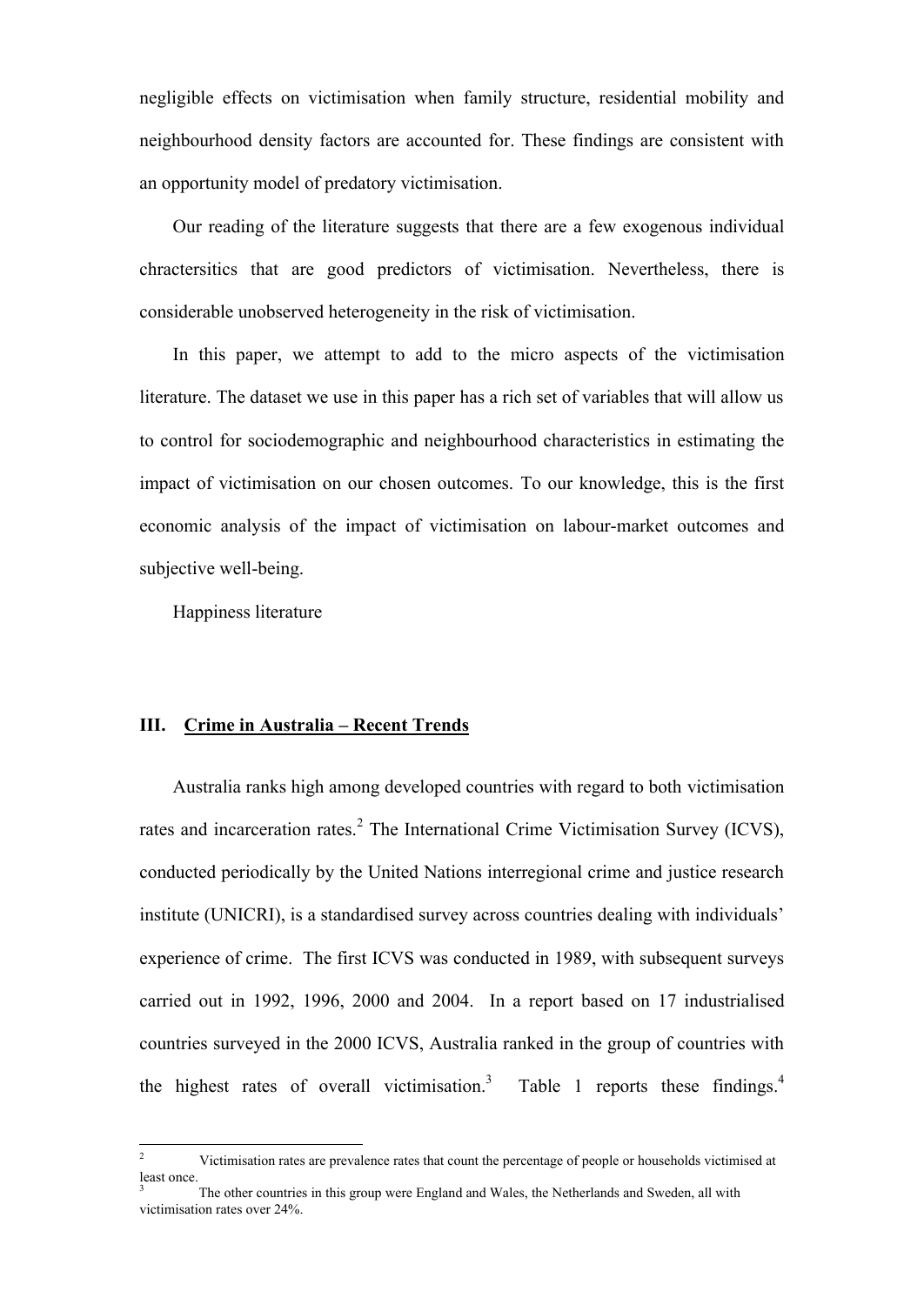negligible effects on victimisation when family structure, residential mobility and neighbourhood density factors are accounted for. These findings are consistent with an opportunity model of predatory victimisation.

Our reading of the literature suggests that there are a few exogenous individual chractersitics that are good predictors of victimisation. Nevertheless, there is considerable unobserved heterogeneity in the risk of victimisation.

In this paper, we attempt to add to the micro aspects of the victimisation literature. The dataset we use in this paper has a rich set of variables that will allow us to control for sociodemographic and neighbourhood characteristics in estimating the impact of victimisation on our chosen outcomes. To our knowledge, this is the first economic analysis of the impact of victimisation on labour-market outcomes and subjective well-being.

Happiness literature

## III. Crime in Australia – Recent Trends

Australia ranks high among developed countries with regard to both victimisation rates and incarceration rates.[2] The International Crime Victimisation Survey (ICVS), conducted periodically by the United Nations interregional crime and justice research institute (UNICRI), is a standardised survey across countries dealing with individuals' experience of crime. The first ICVS was conducted in 1989, with subsequent surveys carried out in 1992, 1996, 2000 and 2004. In a report based on 17 industrialised countries surveyed in the 2000 ICVS, Australia ranked in the group of countries with the highest rates of overall victimisation.[3] Table 1 reports these findings.[4]

---

[2] Victimisation rates are prevalence rates that count the percentage of people or households victimised at least once.

[3] The other countries in this group were England and Wales, the Netherlands and Sweden, all with victimisation rates over 24%.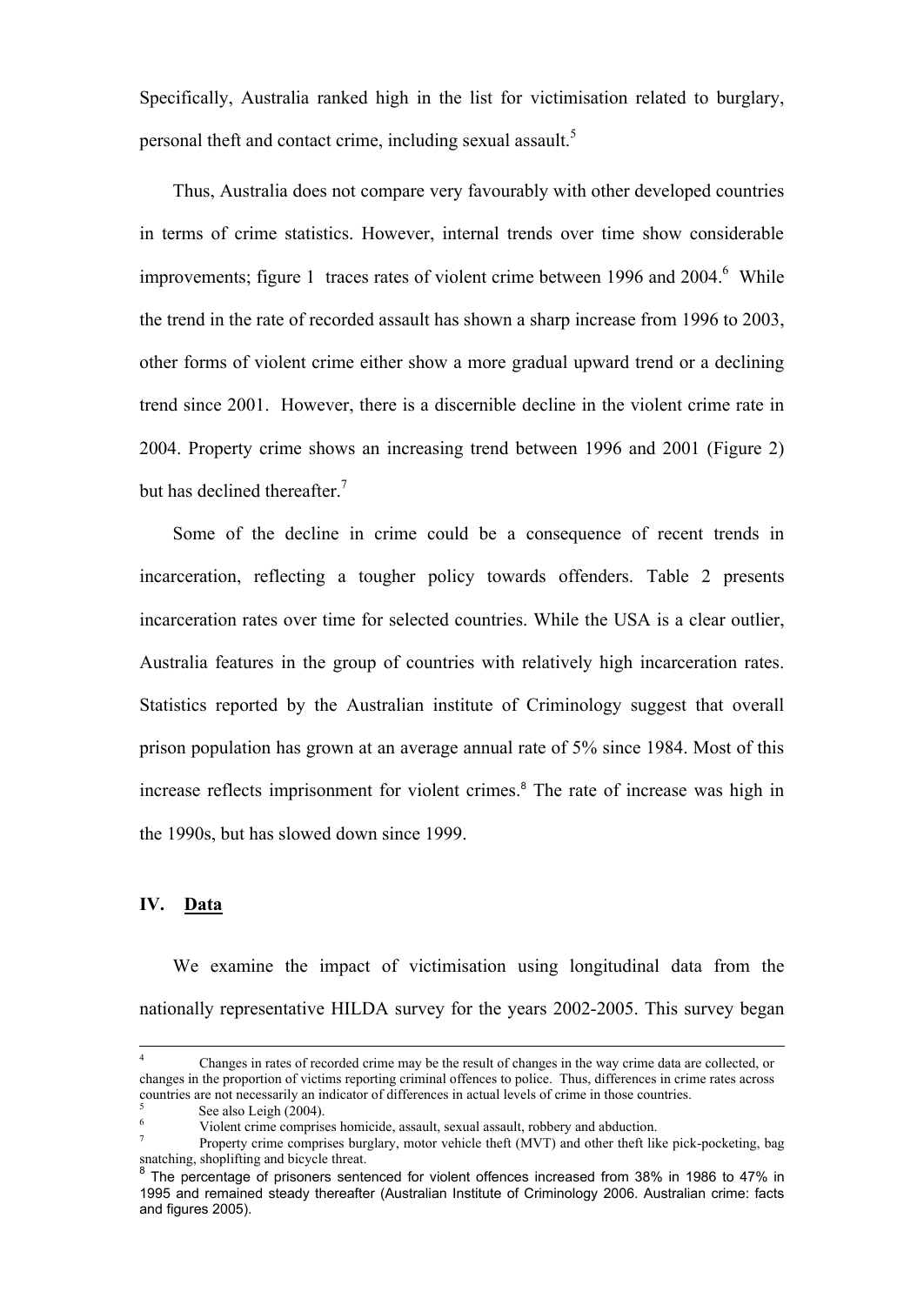Specifically, Australia ranked high in the list for victimisation related to burglary, personal theft and contact crime, including sexual assault.[5]

Thus, Australia does not compare very favourably with other developed countries in terms of crime statistics. However, internal trends over time show considerable improvements; figure 1 traces rates of violent crime between 1996 and 2004.[6] While the trend in the rate of recorded assault has shown a sharp increase from 1996 to 2003, other forms of violent crime either show a more gradual upward trend or a declining trend since 2001. However, there is a discernible decline in the violent crime rate in 2004. Property crime shows an increasing trend between 1996 and 2001 (Figure 2) but has declined thereafter.[7]

Some of the decline in crime could be a consequence of recent trends in incarceration, reflecting a tougher policy towards offenders. Table 2 presents incarceration rates over time for selected countries. While the USA is a clear outlier, Australia features in the group of countries with relatively high incarceration rates. Statistics reported by the Australian institute of Criminology suggest that overall prison population has grown at an average annual rate of 5% since 1984. Most of this increase reflects imprisonment for violent crimes.[8] The rate of increase was high in the 1990s, but has slowed down since 1999.

## IV. Data

We examine the impact of victimisation using longitudinal data from the nationally representative HILDA survey for the years 2002-2005. This survey began

---

[4] Changes in rates of recorded crime may be the result of changes in the way crime data are collected, or changes in the proportion of victims reporting criminal offences to police. Thus, differences in crime rates across countries are not necessarily an indicator of differences in actual levels of crime in those countries.

[5] See also Leigh (2004).

[6] Violent crime comprises homicide, assault, sexual assault, robbery and abduction.

[7] Property crime comprises burglary, motor vehicle theft (MVT) and other theft like pick-pocketing, bag snatching, shoplifting and bicycle threat.

[8] The percentage of prisoners sentenced for violent offences increased from 38% in 1986 to 47% in 1995 and remained steady thereafter (Australian Institute of Criminology 2006. Australian crime: facts and figures 2005).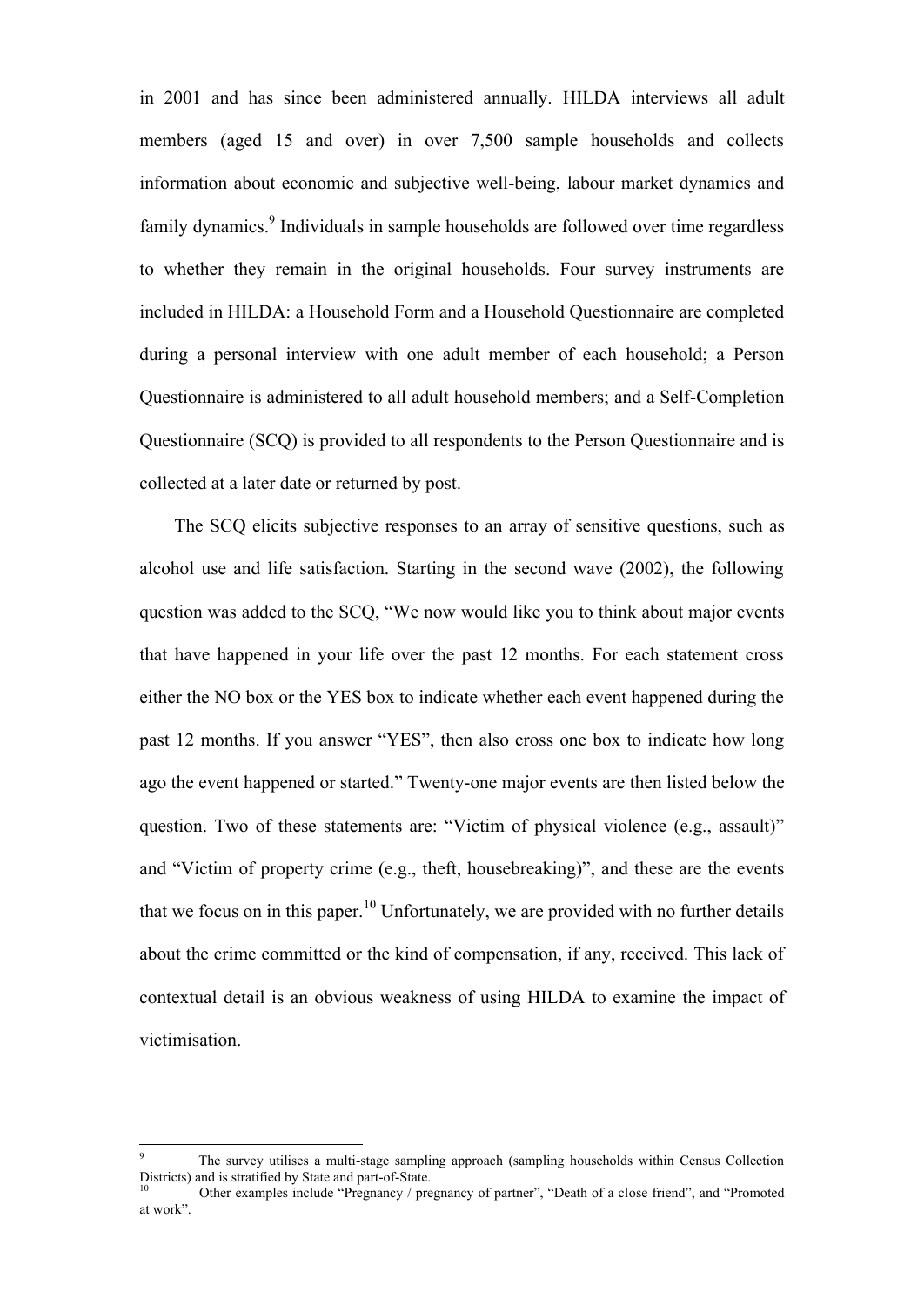in 2001 and has since been administered annually. HILDA interviews all adult members (aged 15 and over) in over 7,500 sample households and collects information about economic and subjective well-being, labour market dynamics and family dynamics.[9] Individuals in sample households are followed over time regardless to whether they remain in the original households. Four survey instruments are included in HILDA: a Household Form and a Household Questionnaire are completed during a personal interview with one adult member of each household; a Person Questionnaire is administered to all adult household members; and a Self-Completion Questionnaire (SCQ) is provided to all respondents to the Person Questionnaire and is collected at a later date or returned by post.

The SCQ elicits subjective responses to an array of sensitive questions, such as alcohol use and life satisfaction. Starting in the second wave (2002), the following question was added to the SCQ, "We now would like you to think about major events that have happened in your life over the past 12 months. For each statement cross either the NO box or the YES box to indicate whether each event happened during the past 12 months. If you answer "YES", then also cross one box to indicate how long ago the event happened or started." Twenty-one major events are then listed below the question. Two of these statements are: "Victim of physical violence (e.g., assault)" and "Victim of property crime (e.g., theft, housebreaking)", and these are the events that we focus on in this paper.[10] Unfortunately, we are provided with no further details about the crime committed or the kind of compensation, if any, received. This lack of contextual detail is an obvious weakness of using HILDA to examine the impact of victimisation.

---

[9] The survey utilises a multi-stage sampling approach (sampling households within Census Collection Districts) and is stratified by State and part-of-State.

[10] Other examples include "Pregnancy / pregnancy of partner", "Death of a close friend", and "Promoted at work".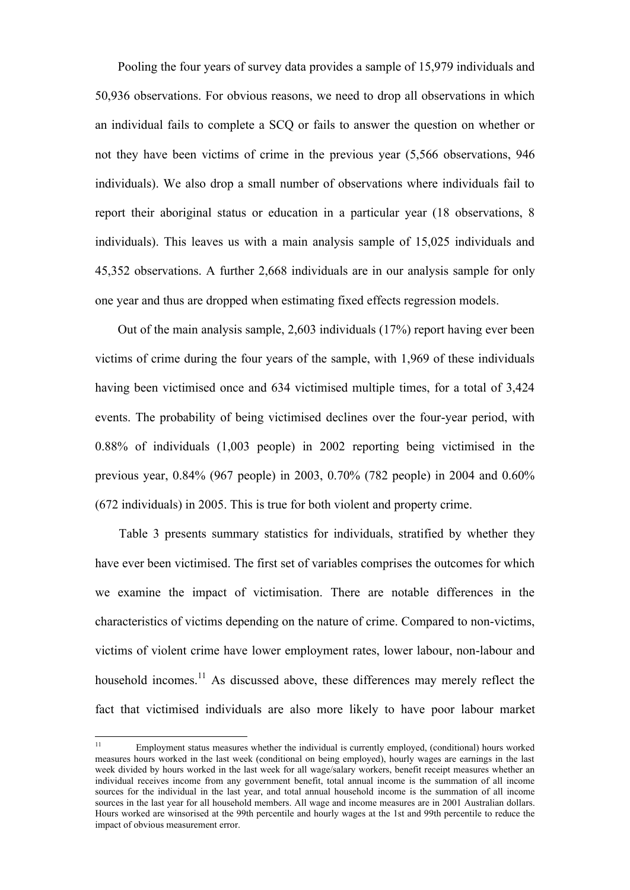Pooling the four years of survey data provides a sample of 15,979 individuals and 50,936 observations. For obvious reasons, we need to drop all observations in which an individual fails to complete a SCQ or fails to answer the question on whether or not they have been victims of crime in the previous year (5,566 observations, 946 individuals). We also drop a small number of observations where individuals fail to report their aboriginal status or education in a particular year (18 observations, 8 individuals). This leaves us with a main analysis sample of 15,025 individuals and 45,352 observations. A further 2,668 individuals are in our analysis sample for only one year and thus are dropped when estimating fixed effects regression models.

Out of the main analysis sample, 2,603 individuals (17%) report having ever been victims of crime during the four years of the sample, with 1,969 of these individuals having been victimised once and 634 victimised multiple times, for a total of 3,424 events. The probability of being victimised declines over the four-year period, with 0.88% of individuals (1,003 people) in 2002 reporting being victimised in the previous year, 0.84% (967 people) in 2003, 0.70% (782 people) in 2004 and 0.60% (672 individuals) in 2005. This is true for both violent and property crime.

Table 3 presents summary statistics for individuals, stratified by whether they have ever been victimised. The first set of variables comprises the outcomes for which we examine the impact of victimisation. There are notable differences in the characteristics of victims depending on the nature of crime. Compared to non-victims, victims of violent crime have lower employment rates, lower labour, non-labour and household incomes.[11] As discussed above, these differences may merely reflect the fact that victimised individuals are also more likely to have poor labour market

[11] Employment status measures whether the individual is currently employed, (conditional) hours worked measures hours worked in the last week (conditional on being employed), hourly wages are earnings in the last week divided by hours worked in the last week for all wage/salary workers, benefit receipt measures whether an individual receives income from any government benefit, total annual income is the summation of all income sources for the individual in the last year, and total annual household income is the summation of all income sources in the last year for all household members. All wage and income measures are in 2001 Australian dollars. Hours worked are winsorised at the 99th percentile and hourly wages at the 1st and 99th percentile to reduce the impact of obvious measurement error.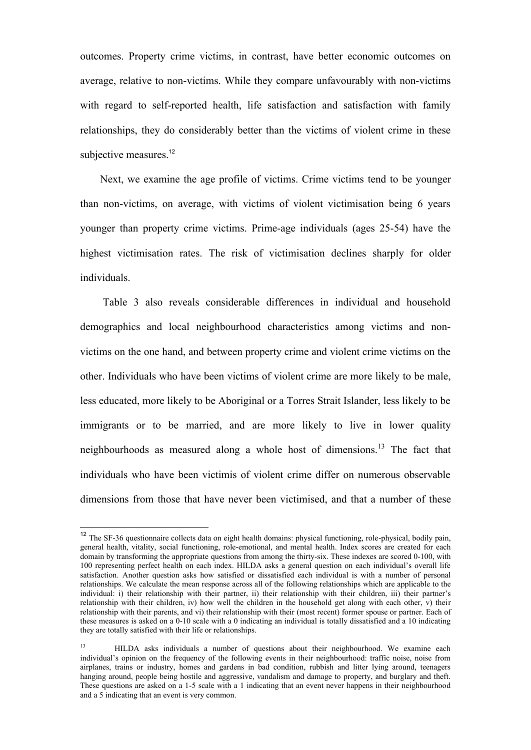outcomes. Property crime victims, in contrast, have better economic outcomes on average, relative to non-victims. While they compare unfavourably with non-victims with regard to self-reported health, life satisfaction and satisfaction with family relationships, they do considerably better than the victims of violent crime in these subjective measures.[12]

Next, we examine the age profile of victims. Crime victims tend to be younger than non-victims, on average, with victims of violent victimisation being 6 years younger than property crime victims. Prime-age individuals (ages 25-54) have the highest victimisation rates. The risk of victimisation declines sharply for older individuals.

Table 3 also reveals considerable differences in individual and household demographics and local neighbourhood characteristics among victims and non-victims on the one hand, and between property crime and violent crime victims on the other. Individuals who have been victims of violent crime are more likely to be male, less educated, more likely to be Aboriginal or a Torres Strait Islander, less likely to be immigrants or to be married, and are more likely to live in lower quality neighbourhoods as measured along a whole host of dimensions.[13] The fact that individuals who have been victimis of violent crime differ on numerous observable dimensions from those that have never been victimised, and that a number of these

---

[12] The SF-36 questionnaire collects data on eight health domains: physical functioning, role-physical, bodily pain, general health, vitality, social functioning, role-emotional, and mental health. Index scores are created for each domain by transforming the appropriate questions from among the thirty-six. These indexes are scored 0-100, with 100 representing perfect health on each index. HILDA asks a general question on each individual's overall life satisfaction. Another question asks how satisfied or dissatisfied each individual is with a number of personal relationships. We calculate the mean response across all of the following relationships which are applicable to the individual: i) their relationship with their partner, ii) their relationship with their children, iii) their partner's relationship with their children, iv) how well the children in the household get along with each other, v) their relationship with their parents, and vi) their relationship with their (most recent) former spouse or partner. Each of these measures is asked on a 0-10 scale with a 0 indicating an individual is totally dissatisfied and a 10 indicating they are totally satisfied with their life or relationships.

[13] HILDA asks individuals a number of questions about their neighbourhood. We examine each individual's opinion on the frequency of the following events in their neighbourhood: traffic noise, noise from airplanes, trains or industry, homes and gardens in bad condition, rubbish and litter lying around, teenagers hanging around, people being hostile and aggressive, vandalism and damage to property, and burglary and theft. These questions are asked on a 1-5 scale with a 1 indicating that an event never happens in their neighbourhood and a 5 indicating that an event is very common.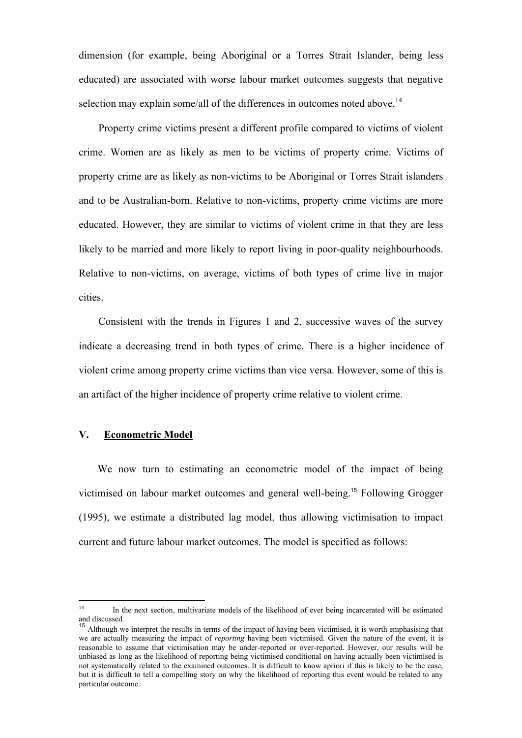dimension (for example, being Aboriginal or a Torres Strait Islander, being less educated) are associated with worse labour market outcomes suggests that negative selection may explain some/all of the differences in outcomes noted above.[14]

Property crime victims present a different profile compared to victims of violent crime. Women are as likely as men to be victims of property crime. Victims of property crime are as likely as non-victims to be Aboriginal or Torres Strait islanders and to be Australian-born. Relative to non-victims, property crime victims are more educated. However, they are similar to victims of violent crime in that they are less likely to be married and more likely to report living in poor-quality neighbourhoods. Relative to non-victims, on average, victims of both types of crime live in major cities.

Consistent with the trends in Figures 1 and 2, successive waves of the survey indicate a decreasing trend in both types of crime. There is a higher incidence of violent crime among property crime victims than vice versa. However, some of this is an artifact of the higher incidence of property crime relative to violent crime.

## V. Econometric Model

We now turn to estimating an econometric model of the impact of being victimised on labour market outcomes and general well-being.[15] Following Grogger (1995), we estimate a distributed lag model, thus allowing victimisation to impact current and future labour market outcomes. The model is specified as follows:

---

[14] In the next section, multivariate models of the likelihood of ever being incarcerated will be estimated and discussed.

[15] Although we interpret the results in terms of the impact of having been victimised, it is worth emphasising that we are actually measuring the impact of *reporting* having been victimised. Given the nature of the event, it is reasonable to assume that victimisation may be under-reported or over-reported. However, our results will be unbiased as long as the likelihood of reporting being victimised conditional on having actually been victimised is not systematically related to the examined outcomes. It is difficult to know apriori if this is likely to be the case, but it is difficult to tell a compelling story on why the likelihood of reporting this event would be related to any particular outcome.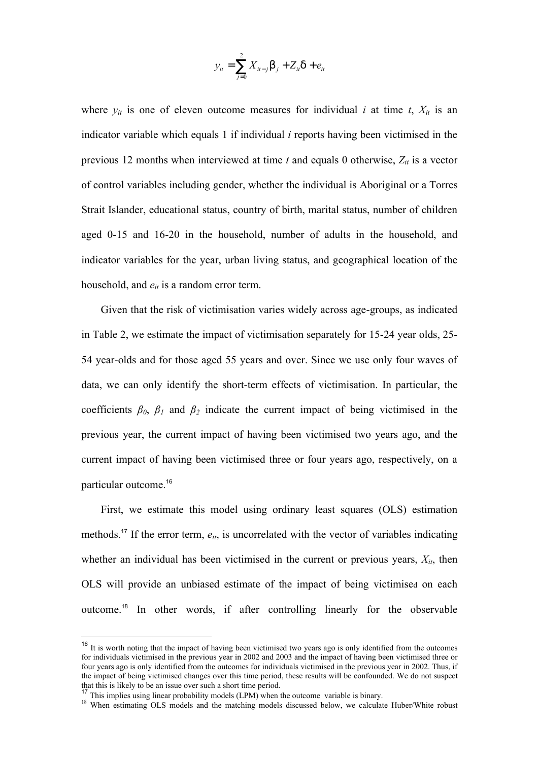$$y_{it} = \sum_{j=0}^{2} X_{it-j}\beta_j + Z_{it}\delta + e_{it}$$

where $y_{it}$ is one of eleven outcome measures for individual $i$ at time $t$, $X_{it}$ is an indicator variable which equals 1 if individual $i$ reports having been victimised in the previous 12 months when interviewed at time $t$ and equals 0 otherwise, $Z_{it}$ is a vector of control variables including gender, whether the individual is Aboriginal or a Torres Strait Islander, educational status, country of birth, marital status, number of children aged 0-15 and 16-20 in the household, number of adults in the household, and indicator variables for the year, urban living status, and geographical location of the household, and $e_{it}$ is a random error term.

Given that the risk of victimisation varies widely across age-groups, as indicated in Table 2, we estimate the impact of victimisation separately for 15-24 year olds, 25-54 year-olds and for those aged 55 years and over. Since we use only four waves of data, we can only identify the short-term effects of victimisation. In particular, the coefficients $\beta_0$, $\beta_1$ and $\beta_2$ indicate the current impact of being victimised in the previous year, the current impact of having been victimised two years ago, and the current impact of having been victimised three or four years ago, respectively, on a particular outcome.[16]

First, we estimate this model using ordinary least squares (OLS) estimation methods.[17] If the error term, $e_{it}$, is uncorrelated with the vector of variables indicating whether an individual has been victimised in the current or previous years, $X_{it}$, then OLS will provide an unbiased estimate of the impact of being victimised on each outcome.[18] In other words, if after controlling linearly for the observable

---

[16] It is worth noting that the impact of having been victimised two years ago is only identified from the outcomes for individuals victimised in the previous year in 2002 and 2003 and the impact of having been victimised three or four years ago is only identified from the outcomes for individuals victimised in the previous year in 2002. Thus, if the impact of being victimised changes over this time period, these results will be confounded. We do not suspect that this is likely to be an issue over such a short time period.

[17] This implies using linear probability models (LPM) when the outcome variable is binary.

[18] When estimating OLS models and the matching models discussed below, we calculate Huber/White robust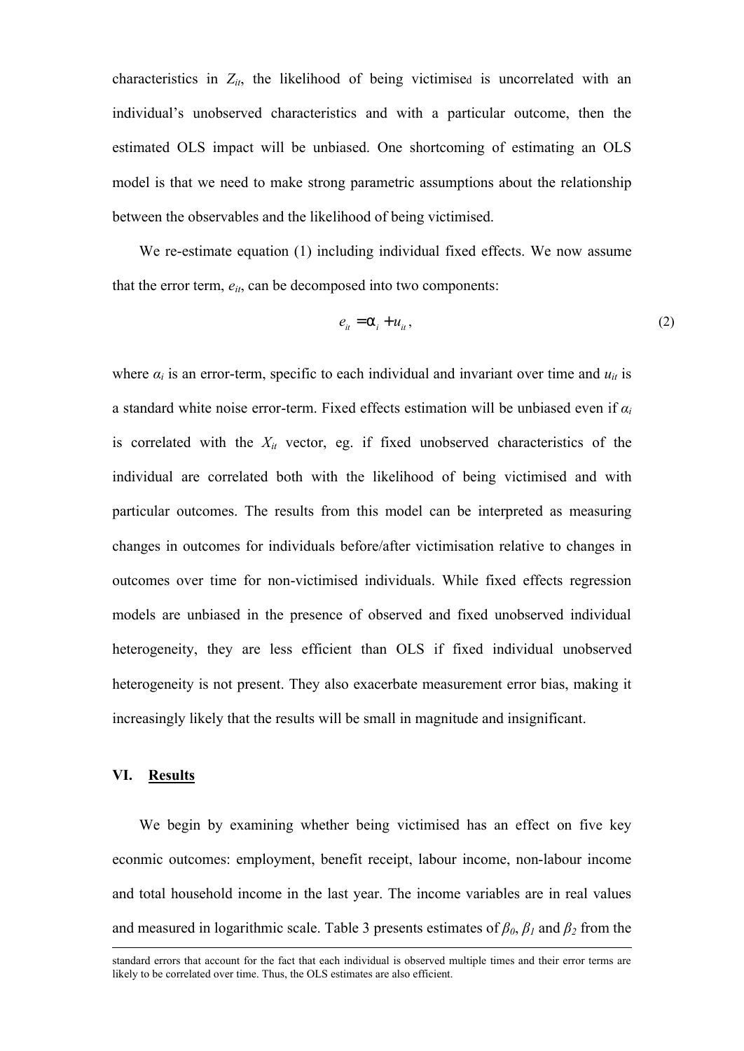characteristics in $Z_{it}$, the likelihood of being victimised is uncorrelated with an individual's unobserved characteristics and with a particular outcome, then the estimated OLS impact will be unbiased. One shortcoming of estimating an OLS model is that we need to make strong parametric assumptions about the relationship between the observables and the likelihood of being victimised.

We re-estimate equation (1) including individual fixed effects. We now assume that the error term, $e_{it}$, can be decomposed into two components:

$$e_{it} = \alpha_i + u_{it}, \tag{2}$$

where $\alpha_i$ is an error-term, specific to each individual and invariant over time and $u_{it}$ is a standard white noise error-term. Fixed effects estimation will be unbiased even if $\alpha_i$ is correlated with the $X_{it}$ vector, eg. if fixed unobserved characteristics of the individual are correlated both with the likelihood of being victimised and with particular outcomes. The results from this model can be interpreted as measuring changes in outcomes for individuals before/after victimisation relative to changes in outcomes over time for non-victimised individuals. While fixed effects regression models are unbiased in the presence of observed and fixed unobserved individual heterogeneity, they are less efficient than OLS if fixed individual unobserved heterogeneity is not present. They also exacerbate measurement error bias, making it increasingly likely that the results will be small in magnitude and insignificant.

## VI. Results

We begin by examining whether being victimised has an effect on five key econmic outcomes: employment, benefit receipt, labour income, non-labour income and total household income in the last year. The income variables are in real values and measured in logarithmic scale. Table 3 presents estimates of $\beta_0$, $\beta_1$ and $\beta_2$ from the

---

standard errors that account for the fact that each individual is observed multiple times and their error terms are likely to be correlated over time. Thus, the OLS estimates are also efficient.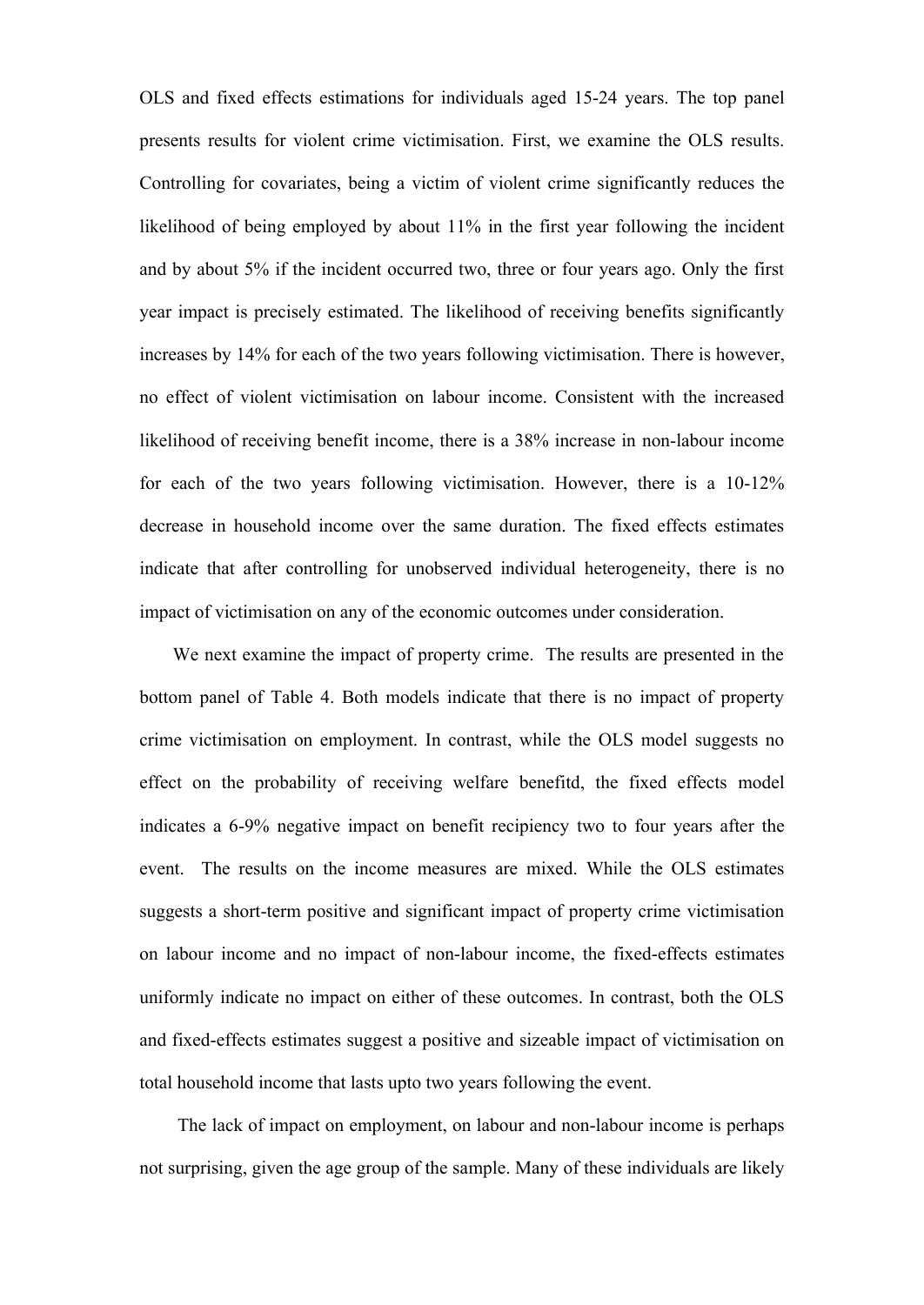OLS and fixed effects estimations for individuals aged 15-24 years. The top panel presents results for violent crime victimisation. First, we examine the OLS results. Controlling for covariates, being a victim of violent crime significantly reduces the likelihood of being employed by about 11% in the first year following the incident and by about 5% if the incident occurred two, three or four years ago. Only the first year impact is precisely estimated. The likelihood of receiving benefits significantly increases by 14% for each of the two years following victimisation. There is however, no effect of violent victimisation on labour income. Consistent with the increased likelihood of receiving benefit income, there is a 38% increase in non-labour income for each of the two years following victimisation. However, there is a 10-12% decrease in household income over the same duration. The fixed effects estimates indicate that after controlling for unobserved individual heterogeneity, there is no impact of victimisation on any of the economic outcomes under consideration.

We next examine the impact of property crime. The results are presented in the bottom panel of Table 4. Both models indicate that there is no impact of property crime victimisation on employment. In contrast, while the OLS model suggests no effect on the probability of receiving welfare benefitd, the fixed effects model indicates a 6-9% negative impact on benefit recipiency two to four years after the event. The results on the income measures are mixed. While the OLS estimates suggests a short-term positive and significant impact of property crime victimisation on labour income and no impact of non-labour income, the fixed-effects estimates uniformly indicate no impact on either of these outcomes. In contrast, both the OLS and fixed-effects estimates suggest a positive and sizeable impact of victimisation on total household income that lasts upto two years following the event.

The lack of impact on employment, on labour and non-labour income is perhaps not surprising, given the age group of the sample. Many of these individuals are likely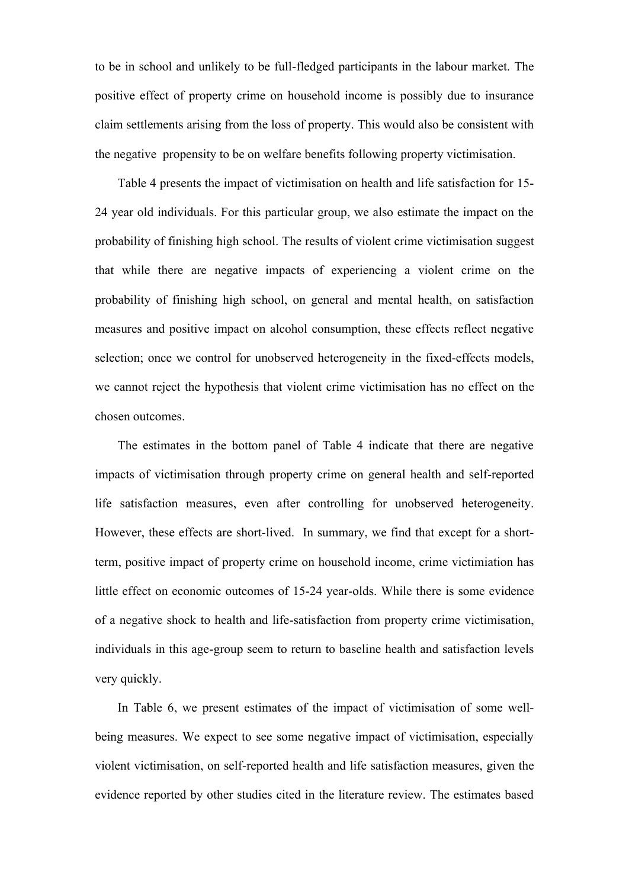to be in school and unlikely to be full-fledged participants in the labour market. The positive effect of property crime on household income is possibly due to insurance claim settlements arising from the loss of property. This would also be consistent with the negative propensity to be on welfare benefits following property victimisation.

Table 4 presents the impact of victimisation on health and life satisfaction for 15-24 year old individuals. For this particular group, we also estimate the impact on the probability of finishing high school. The results of violent crime victimisation suggest that while there are negative impacts of experiencing a violent crime on the probability of finishing high school, on general and mental health, on satisfaction measures and positive impact on alcohol consumption, these effects reflect negative selection; once we control for unobserved heterogeneity in the fixed-effects models, we cannot reject the hypothesis that violent crime victimisation has no effect on the chosen outcomes.

The estimates in the bottom panel of Table 4 indicate that there are negative impacts of victimisation through property crime on general health and self-reported life satisfaction measures, even after controlling for unobserved heterogeneity. However, these effects are short-lived. In summary, we find that except for a short-term, positive impact of property crime on household income, crime victimiation has little effect on economic outcomes of 15-24 year-olds. While there is some evidence of a negative shock to health and life-satisfaction from property crime victimisation, individuals in this age-group seem to return to baseline health and satisfaction levels very quickly.

In Table 6, we present estimates of the impact of victimisation of some well-being measures. We expect to see some negative impact of victimisation, especially violent victimisation, on self-reported health and life satisfaction measures, given the evidence reported by other studies cited in the literature review. The estimates based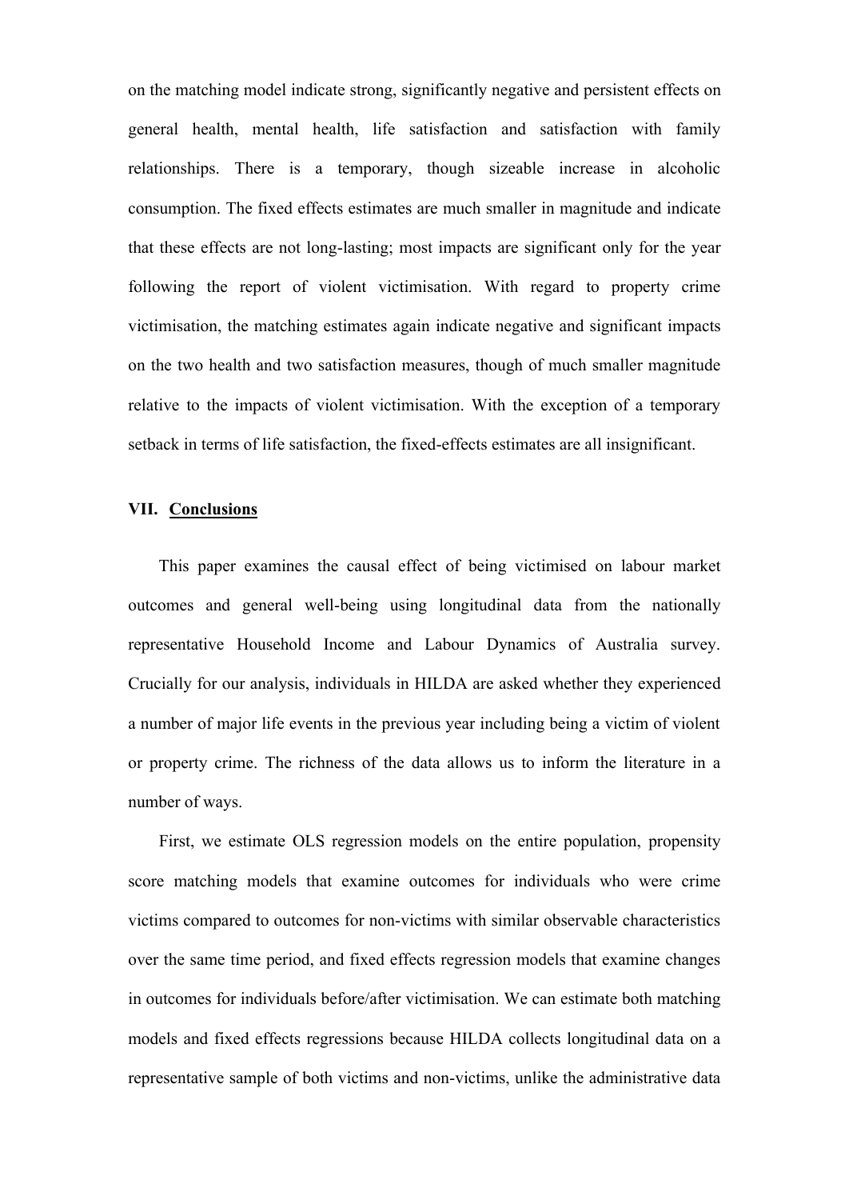on the matching model indicate strong, significantly negative and persistent effects on general health, mental health, life satisfaction and satisfaction with family relationships. There is a temporary, though sizeable increase in alcoholic consumption. The fixed effects estimates are much smaller in magnitude and indicate that these effects are not long-lasting; most impacts are significant only for the year following the report of violent victimisation. With regard to property crime victimisation, the matching estimates again indicate negative and significant impacts on the two health and two satisfaction measures, though of much smaller magnitude relative to the impacts of violent victimisation. With the exception of a temporary setback in terms of life satisfaction, the fixed-effects estimates are all insignificant.

## VII. Conclusions

This paper examines the causal effect of being victimised on labour market outcomes and general well-being using longitudinal data from the nationally representative Household Income and Labour Dynamics of Australia survey. Crucially for our analysis, individuals in HILDA are asked whether they experienced a number of major life events in the previous year including being a victim of violent or property crime. The richness of the data allows us to inform the literature in a number of ways.

First, we estimate OLS regression models on the entire population, propensity score matching models that examine outcomes for individuals who were crime victims compared to outcomes for non-victims with similar observable characteristics over the same time period, and fixed effects regression models that examine changes in outcomes for individuals before/after victimisation. We can estimate both matching models and fixed effects regressions because HILDA collects longitudinal data on a representative sample of both victims and non-victims, unlike the administrative data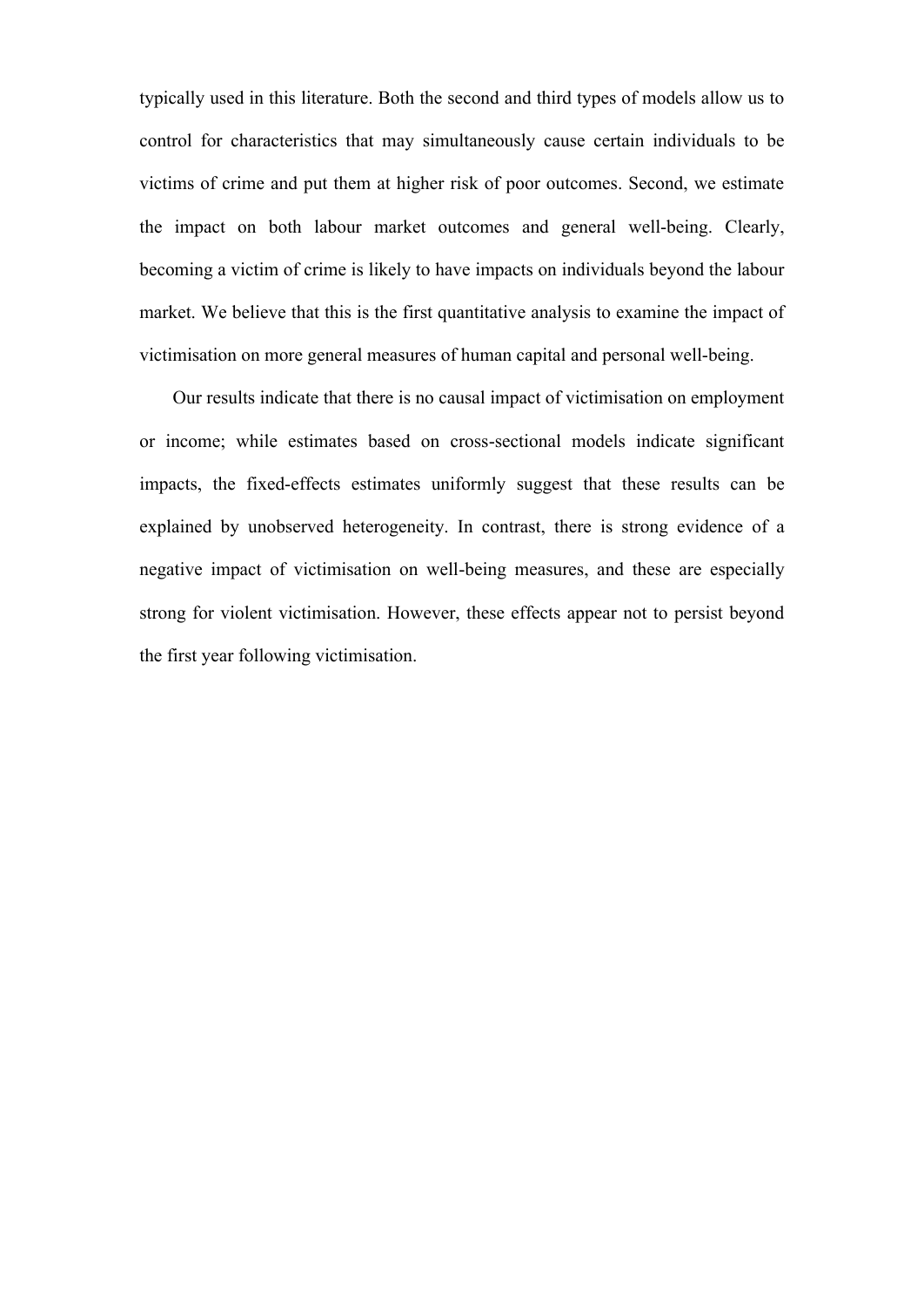typically used in this literature. Both the second and third types of models allow us to control for characteristics that may simultaneously cause certain individuals to be victims of crime and put them at higher risk of poor outcomes. Second, we estimate the impact on both labour market outcomes and general well-being. Clearly, becoming a victim of crime is likely to have impacts on individuals beyond the labour market. We believe that this is the first quantitative analysis to examine the impact of victimisation on more general measures of human capital and personal well-being.

Our results indicate that there is no causal impact of victimisation on employment or income; while estimates based on cross-sectional models indicate significant impacts, the fixed-effects estimates uniformly suggest that these results can be explained by unobserved heterogeneity. In contrast, there is strong evidence of a negative impact of victimisation on well-being measures, and these are especially strong for violent victimisation. However, these effects appear not to persist beyond the first year following victimisation.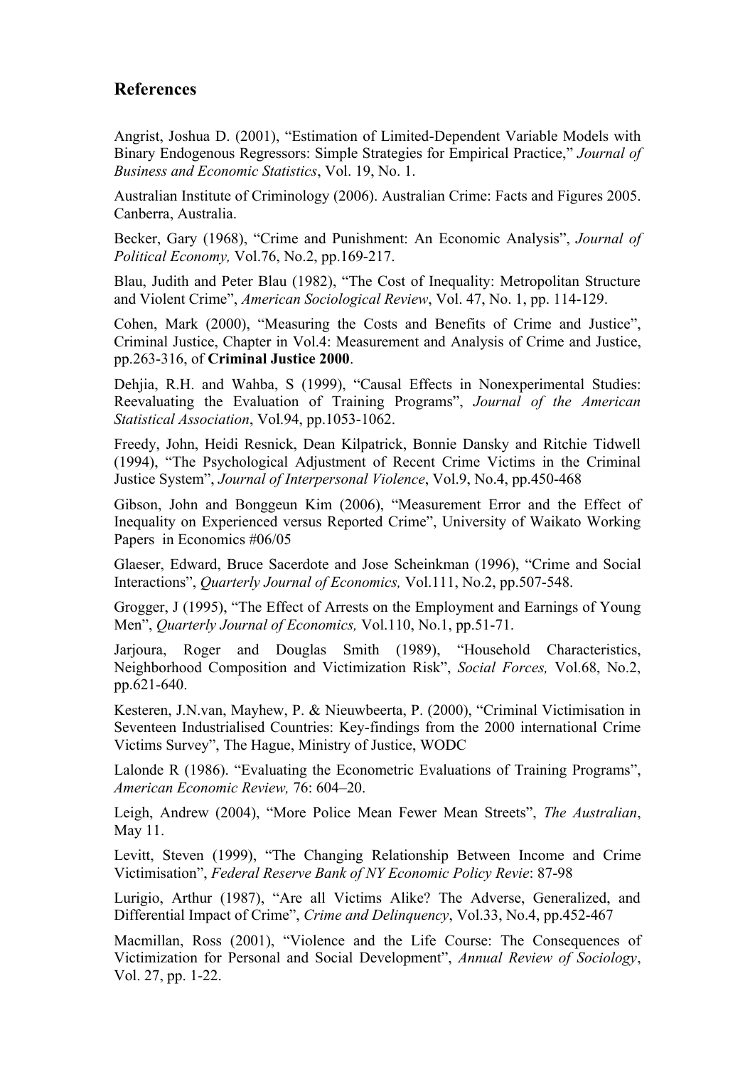## References

Angrist, Joshua D. (2001), "Estimation of Limited-Dependent Variable Models with Binary Endogenous Regressors: Simple Strategies for Empirical Practice," *Journal of Business and Economic Statistics*, Vol. 19, No. 1.

Australian Institute of Criminology (2006). Australian Crime: Facts and Figures 2005. Canberra, Australia.

Becker, Gary (1968), "Crime and Punishment: An Economic Analysis", *Journal of Political Economy,* Vol.76, No.2, pp.169-217.

Blau, Judith and Peter Blau (1982), "The Cost of Inequality: Metropolitan Structure and Violent Crime", *American Sociological Review*, Vol. 47, No. 1, pp. 114-129.

Cohen, Mark (2000), "Measuring the Costs and Benefits of Crime and Justice", Criminal Justice, Chapter in Vol.4: Measurement and Analysis of Crime and Justice, pp.263-316, of **Criminal Justice 2000**.

Dehjia, R.H. and Wahba, S (1999), "Causal Effects in Nonexperimental Studies: Reevaluating the Evaluation of Training Programs", *Journal of the American Statistical Association*, Vol.94, pp.1053-1062.

Freedy, John, Heidi Resnick, Dean Kilpatrick, Bonnie Dansky and Ritchie Tidwell (1994), "The Psychological Adjustment of Recent Crime Victims in the Criminal Justice System", *Journal of Interpersonal Violence*, Vol.9, No.4, pp.450-468

Gibson, John and Bonggeun Kim (2006), "Measurement Error and the Effect of Inequality on Experienced versus Reported Crime", University of Waikato Working Papers in Economics #06/05

Glaeser, Edward, Bruce Sacerdote and Jose Scheinkman (1996), "Crime and Social Interactions", *Quarterly Journal of Economics,* Vol.111, No.2, pp.507-548.

Grogger, J (1995), "The Effect of Arrests on the Employment and Earnings of Young Men", *Quarterly Journal of Economics,* Vol.110, No.1, pp.51-71.

Jarjoura, Roger and Douglas Smith (1989), "Household Characteristics, Neighborhood Composition and Victimization Risk", *Social Forces,* Vol.68, No.2, pp.621-640.

Kesteren, J.N.van, Mayhew, P. & Nieuwbeerta, P. (2000), "Criminal Victimisation in Seventeen Industrialised Countries: Key-findings from the 2000 international Crime Victims Survey", The Hague, Ministry of Justice, WODC

Lalonde R (1986). "Evaluating the Econometric Evaluations of Training Programs", *American Economic Review,* 76: 604–20.

Leigh, Andrew (2004), "More Police Mean Fewer Mean Streets", *The Australian*, May 11.

Levitt, Steven (1999), "The Changing Relationship Between Income and Crime Victimisation", *Federal Reserve Bank of NY Economic Policy Revie*: 87-98

Lurigio, Arthur (1987), "Are all Victims Alike? The Adverse, Generalized, and Differential Impact of Crime", *Crime and Delinquency*, Vol.33, No.4, pp.452-467

Macmillan, Ross (2001), "Violence and the Life Course: The Consequences of Victimization for Personal and Social Development", *Annual Review of Sociology*, Vol. 27, pp. 1-22.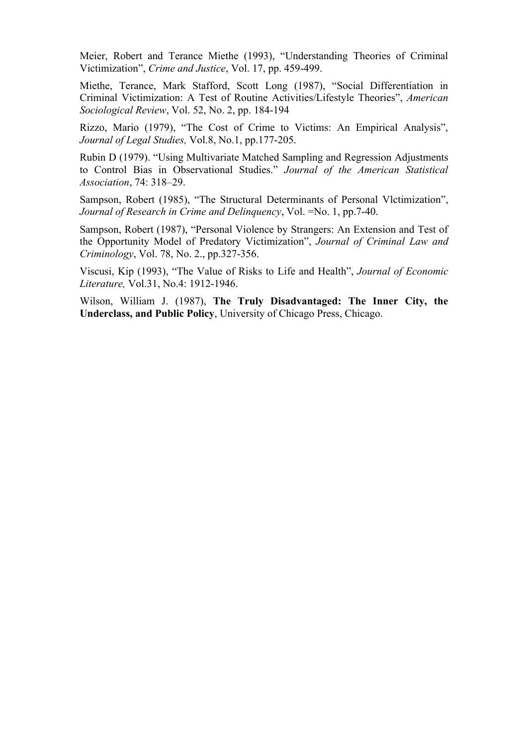Meier, Robert and Terance Miethe (1993), "Understanding Theories of Criminal Victimization", *Crime and Justice*, Vol. 17, pp. 459-499.

Miethe, Terance, Mark Stafford, Scott Long (1987), "Social Differentiation in Criminal Victimization: A Test of Routine Activities/Lifestyle Theories", *American Sociological Review*, Vol. 52, No. 2, pp. 184-194

Rizzo, Mario (1979), "The Cost of Crime to Victims: An Empirical Analysis", *Journal of Legal Studies,* Vol.8, No.1, pp.177-205.

Rubin D (1979). "Using Multivariate Matched Sampling and Regression Adjustments to Control Bias in Observational Studies." *Journal of the American Statistical Association*, 74: 318–29.

Sampson, Robert (1985), "The Structural Determinants of Personal Vlctimization", *Journal of Research in Crime and Delinquency*, Vol. =No. 1, pp.7-40.

Sampson, Robert (1987), "Personal Violence by Strangers: An Extension and Test of the Opportunity Model of Predatory Victimization", *Journal of Criminal Law and Criminology*, Vol. 78, No. 2., pp.327-356.

Viscusi, Kip (1993), "The Value of Risks to Life and Health", *Journal of Economic Literature,* Vol.31, No.4: 1912-1946.

Wilson, William J. (1987), **The Truly Disadvantaged: The Inner City, the Underclass, and Public Policy**, University of Chicago Press, Chicago.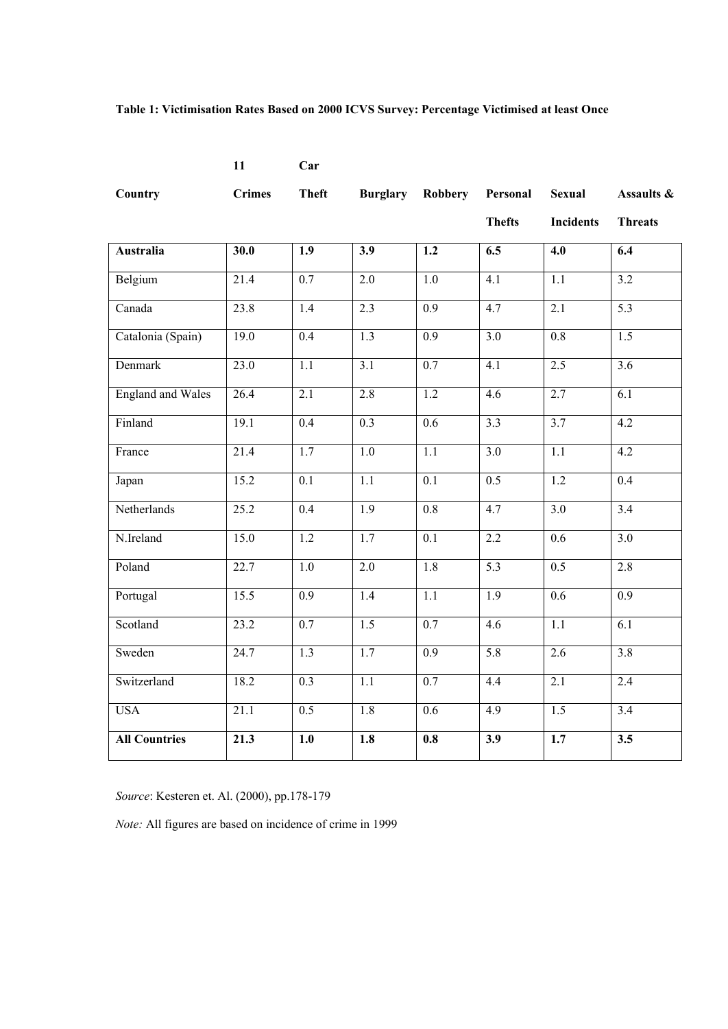**Table 1: Victimisation Rates Based on 2000 ICVS Survey: Percentage Victimised at least Once**

| Country | 11 Crimes | Car Theft | Burglary | Robbery | Personal Thefts | Sexual Incidents | Assaults & Threats |
|---|---|---|---|---|---|---|---|
| **Australia** | **30.0** | **1.9** | **3.9** | **1.2** | **6.5** | **4.0** | **6.4** |
| Belgium | 21.4 | 0.7 | 2.0 | 1.0 | 4.1 | 1.1 | 3.2 |
| Canada | 23.8 | 1.4 | 2.3 | 0.9 | 4.7 | 2.1 | 5.3 |
| Catalonia (Spain) | 19.0 | 0.4 | 1.3 | 0.9 | 3.0 | 0.8 | 1.5 |
| Denmark | 23.0 | 1.1 | 3.1 | 0.7 | 4.1 | 2.5 | 3.6 |
| England and Wales | 26.4 | 2.1 | 2.8 | 1.2 | 4.6 | 2.7 | 6.1 |
| Finland | 19.1 | 0.4 | 0.3 | 0.6 | 3.3 | 3.7 | 4.2 |
| France | 21.4 | 1.7 | 1.0 | 1.1 | 3.0 | 1.1 | 4.2 |
| Japan | 15.2 | 0.1 | 1.1 | 0.1 | 0.5 | 1.2 | 0.4 |
| Netherlands | 25.2 | 0.4 | 1.9 | 0.8 | 4.7 | 3.0 | 3.4 |
| N.Ireland | 15.0 | 1.2 | 1.7 | 0.1 | 2.2 | 0.6 | 3.0 |
| Poland | 22.7 | 1.0 | 2.0 | 1.8 | 5.3 | 0.5 | 2.8 |
| Portugal | 15.5 | 0.9 | 1.4 | 1.1 | 1.9 | 0.6 | 0.9 |
| Scotland | 23.2 | 0.7 | 1.5 | 0.7 | 4.6 | 1.1 | 6.1 |
| Sweden | 24.7 | 1.3 | 1.7 | 0.9 | 5.8 | 2.6 | 3.8 |
| Switzerland | 18.2 | 0.3 | 1.1 | 0.7 | 4.4 | 2.1 | 2.4 |
| USA | 21.1 | 0.5 | 1.8 | 0.6 | 4.9 | 1.5 | 3.4 |
| **All Countries** | **21.3** | **1.0** | **1.8** | **0.8** | **3.9** | **1.7** | **3.5** |

*Source*: Kesteren et. Al. (2000), pp.178-179

*Note:* All figures are based on incidence of crime in 1999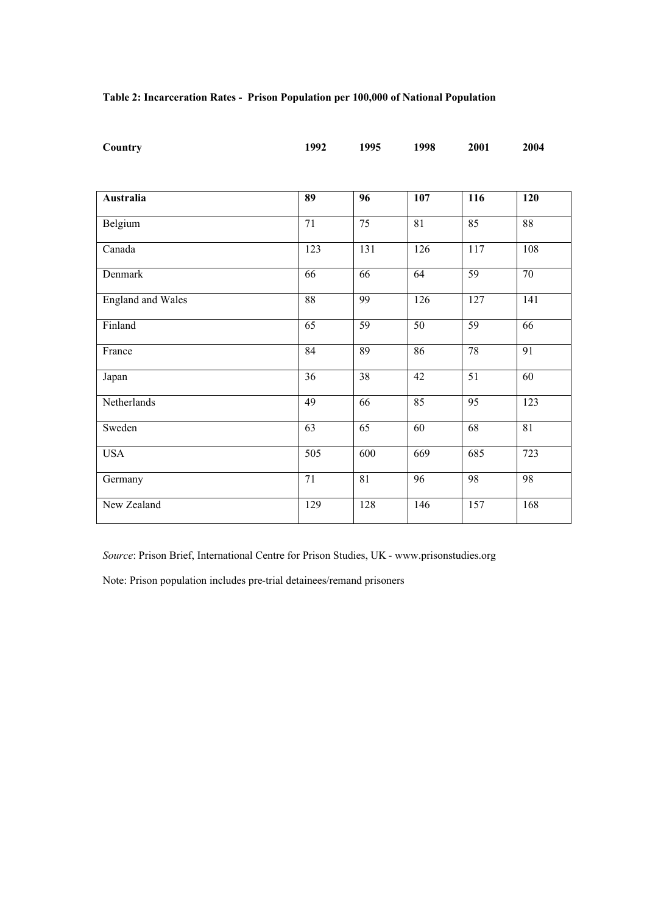**Table 2: Incarceration Rates - Prison Population per 100,000 of National Population**

| Country | 1992 | 1995 | 1998 | 2001 | 2004 |
|---|---|---|---|---|---|
| **Australia** | **89** | **96** | **107** | **116** | **120** |
| Belgium | 71 | 75 | 81 | 85 | 88 |
| Canada | 123 | 131 | 126 | 117 | 108 |
| Denmark | 66 | 66 | 64 | 59 | 70 |
| England and Wales | 88 | 99 | 126 | 127 | 141 |
| Finland | 65 | 59 | 50 | 59 | 66 |
| France | 84 | 89 | 86 | 78 | 91 |
| Japan | 36 | 38 | 42 | 51 | 60 |
| Netherlands | 49 | 66 | 85 | 95 | 123 |
| Sweden | 63 | 65 | 60 | 68 | 81 |
| USA | 505 | 600 | 669 | 685 | 723 |
| Germany | 71 | 81 | 96 | 98 | 98 |
| New Zealand | 129 | 128 | 146 | 157 | 168 |

*Source*: Prison Brief, International Centre for Prison Studies, UK - www.prisonstudies.org

Note: Prison population includes pre-trial detainees/remand prisoners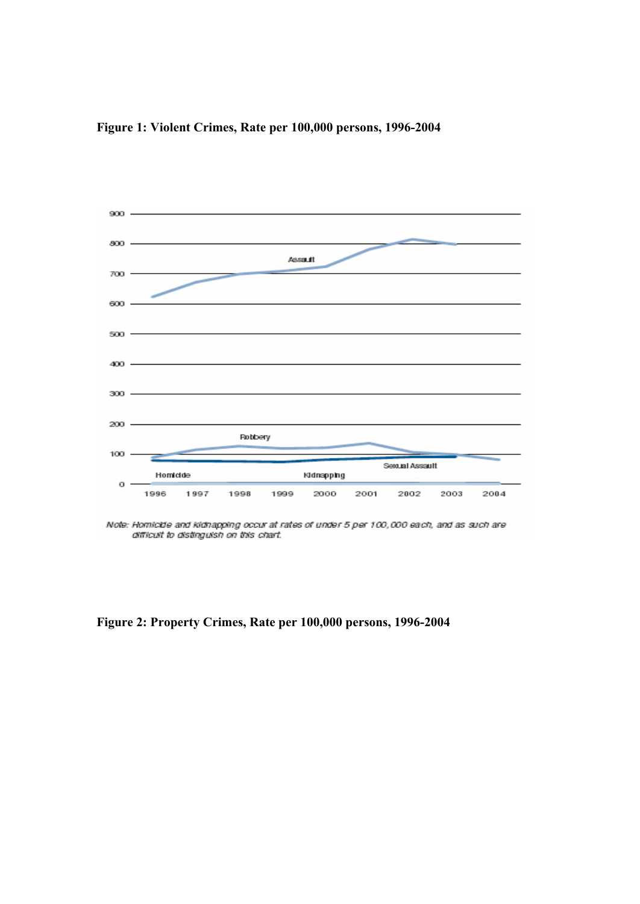**Figure 1: Violent Crimes, Rate per 100,000 persons, 1996-2004**

*Note: Homicide and kidnapping occur at rates of under 5 per 100,000 each, and as such are difficult to distinguish on this chart.*

**Figure 2: Property Crimes, Rate per 100,000 persons, 1996-2004**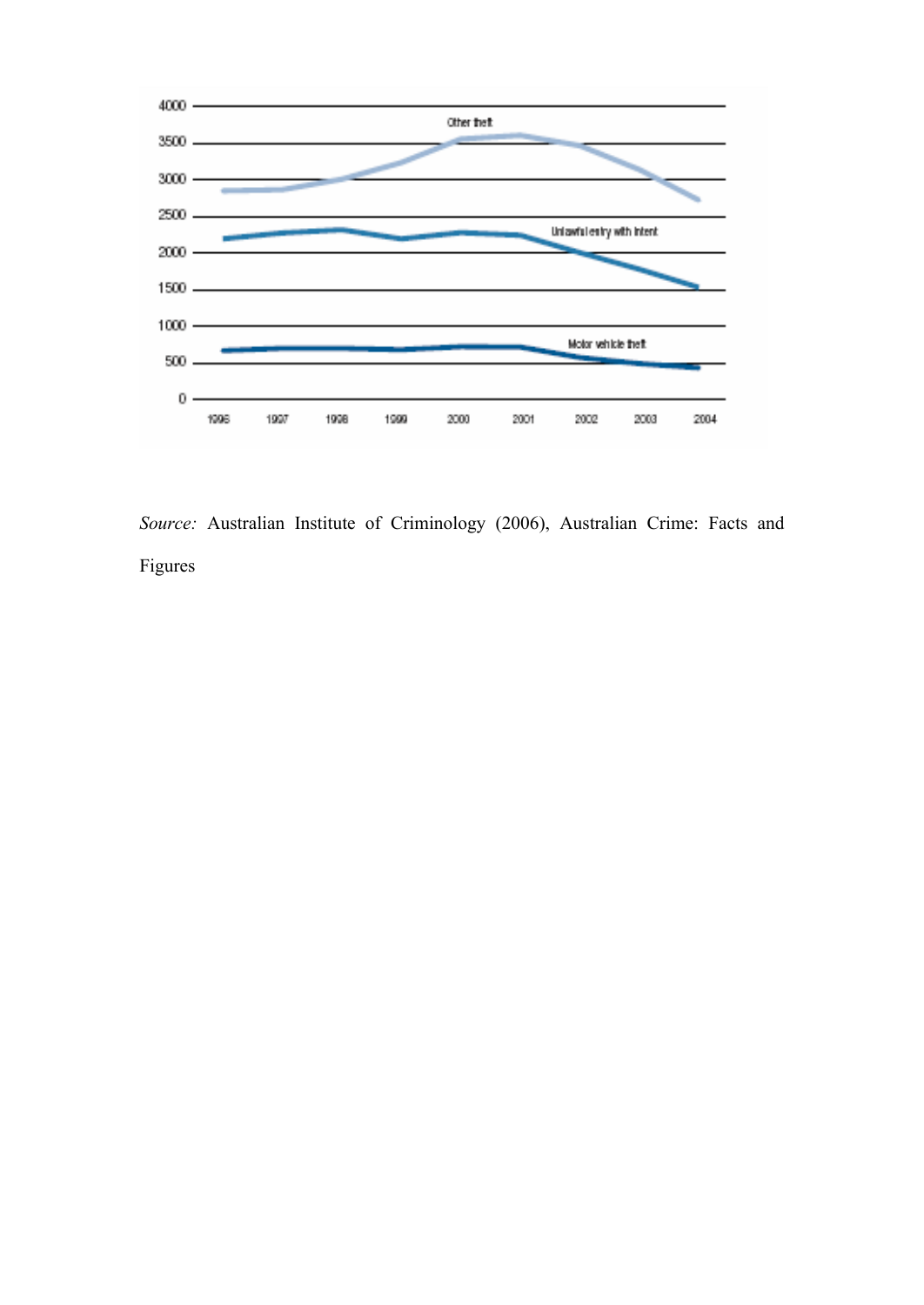4000
3500
3000
2500
2000
1500
1000
500
0

Other theft

Unlawful entry with intent

Motor vehicle theft

1996 1997 1998 1999 2000 2001 2002 2003 2004

*Source:* Australian Institute of Criminology (2006), Australian Crime: Facts and Figures